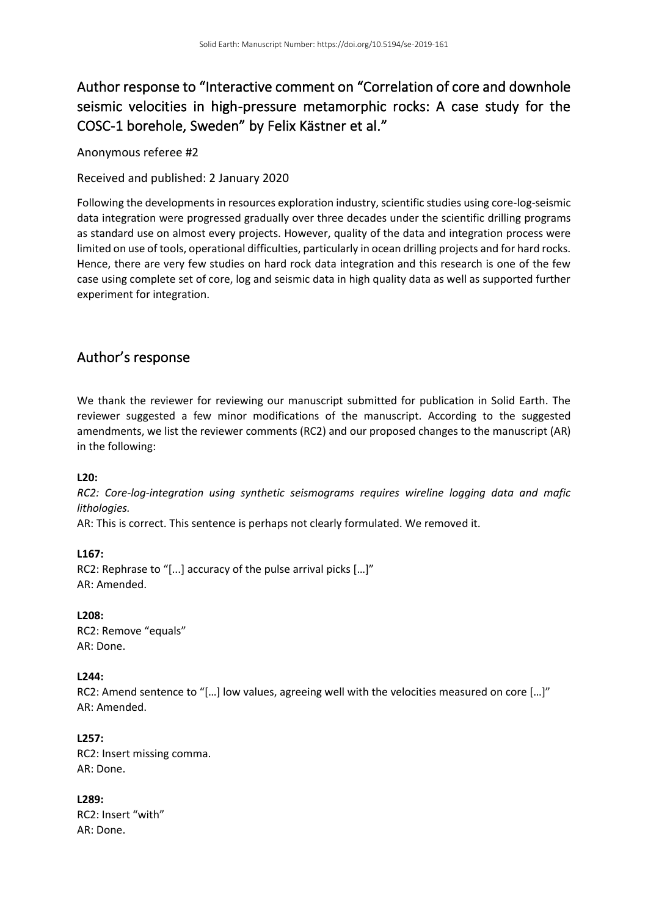# Author response to “Interactive comment on “Correlation of core and downhole seismic velocities in high-pressure metamorphic rocks: A case study for the COSC-1 borehole, Sweden” by Felix Kästner et al.”

Anonymous referee #2

Received and published: 2 January 2020

Following the developments in resources exploration industry, scientific studies using core-log-seismic data integration were progressed gradually over three decades under the scientific drilling programs as standard use on almost every projects. However, quality of the data and integration process were limited on use of tools, operational difficulties, particularly in ocean drilling projects and for hard rocks. Hence, there are very few studies on hard rock data integration and this research is one of the few case using complete set of core, log and seismic data in high quality data as well as supported further experiment for integration.

## Author’s response

We thank the reviewer for reviewing our manuscript submitted for publication in Solid Earth. The reviewer suggested a few minor modifications of the manuscript. According to the suggested amendments, we list the reviewer comments (RC2) and our proposed changes to the manuscript (AR) in the following:

**L20:**

*RC2: Core-log-integration using synthetic seismograms requires wireline logging data and mafic lithologies.*

AR: This is correct. This sentence is perhaps not clearly formulated. We removed it.

**L167:**

RC2: Rephrase to “[...] accuracy of the pulse arrival picks […]”

AR: Amended.

**L208:**

RC2: Remove “equals”

AR: Done.

**L244:**

RC2: Amend sentence to “[…] low values, agreeing well with the velocities measured on core […]”

AR: Amended.

**L257:**

RC2: Insert missing comma.

AR: Done.

**L289:**

RC2: Insert “with”

AR: Done.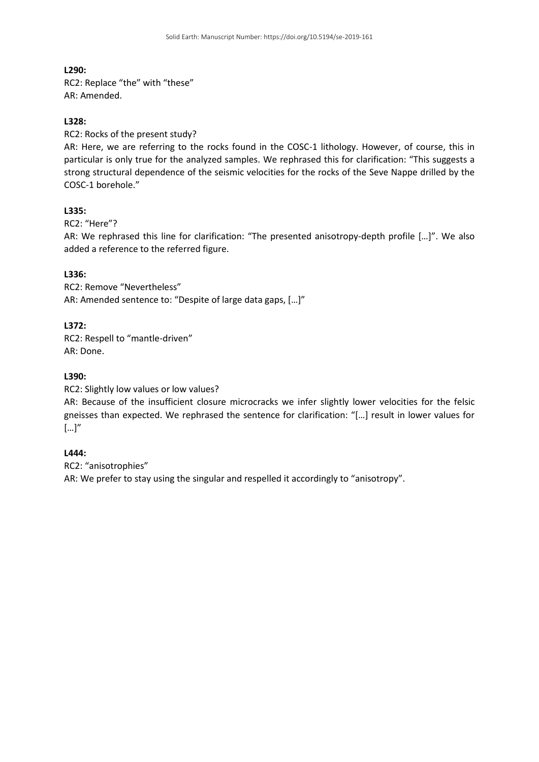**L290:**

RC2: Replace "the" with "these"
AR: Amended.

**L328:**

RC2: Rocks of the present study?
AR: Here, we are referring to the rocks found in the COSC-1 lithology. However, of course, this in particular is only true for the analyzed samples. We rephrased this for clarification: "This suggests a strong structural dependence of the seismic velocities for the rocks of the Seve Nappe drilled by the COSC-1 borehole."

**L335:**

RC2: "Here"?
AR: We rephrased this line for clarification: "The presented anisotropy-depth profile […]". We also added a reference to the referred figure.

**L336:**

RC2: Remove "Nevertheless"
AR: Amended sentence to: "Despite of large data gaps, […]"

**L372:**

RC2: Respell to "mantle-driven"
AR: Done.

**L390:**

RC2: Slightly low values or low values?
AR: Because of the insufficient closure microcracks we infer slightly lower velocities for the felsic gneisses than expected. We rephrased the sentence for clarification: "[…] result in lower values for […]"

**L444:**

RC2: "anisotrophies"
AR: We prefer to stay using the singular and respelled it accordingly to "anisotropy".